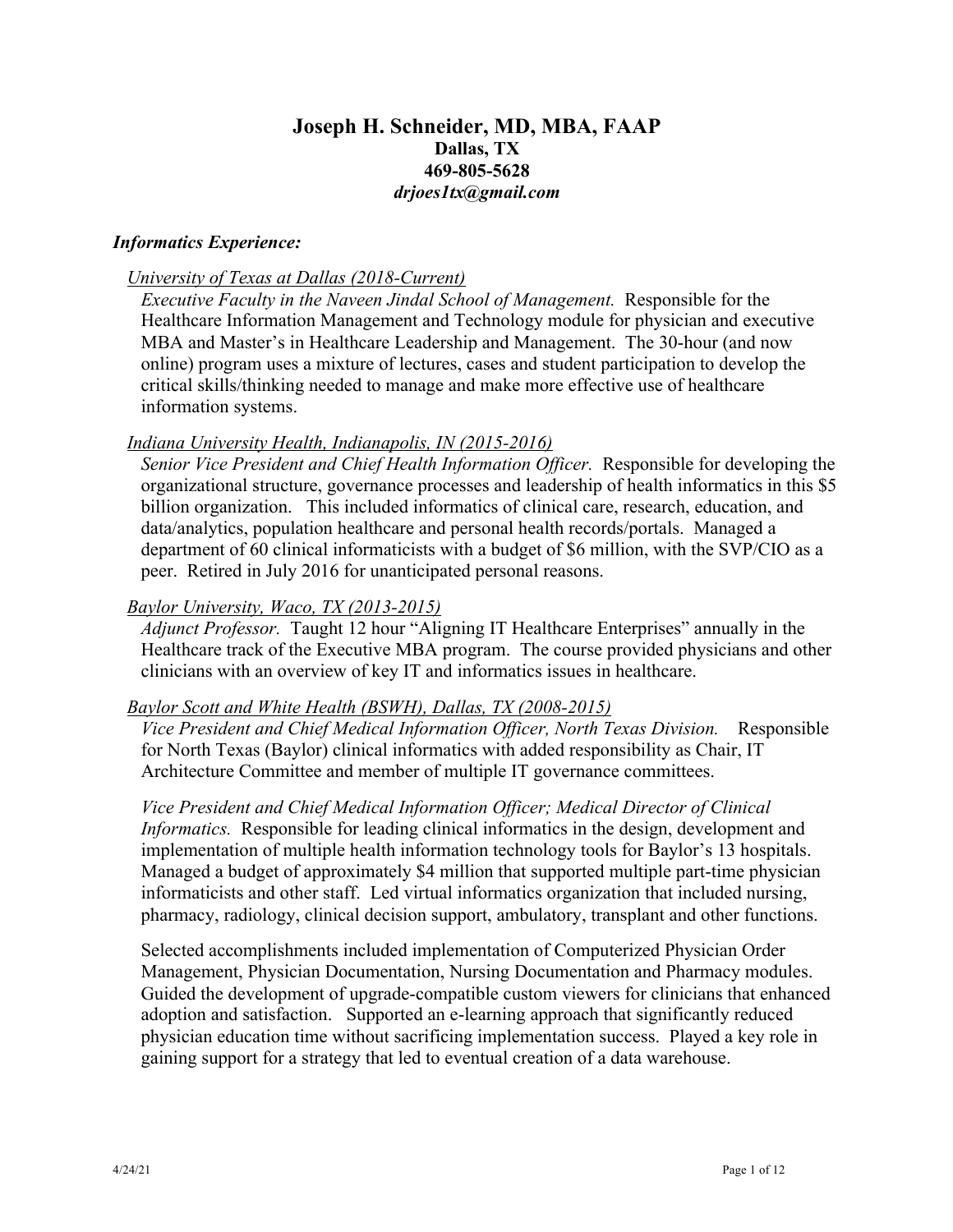# Joseph H. Schneider, MD, MBA, FAAP

**Dallas, TX**
**469-805-5628**
***drjoes1tx@gmail.com***

## *Informatics Experience:*

<u>*University of Texas at Dallas (2018-Current)*</u>

*Executive Faculty in the Naveen Jindal School of Management.* Responsible for the Healthcare Information Management and Technology module for physician and executive MBA and Master's in Healthcare Leadership and Management. The 30-hour (and now online) program uses a mixture of lectures, cases and student participation to develop the critical skills/thinking needed to manage and make more effective use of healthcare information systems.

<u>*Indiana University Health, Indianapolis, IN (2015-2016)*</u>

*Senior Vice President and Chief Health Information Officer.* Responsible for developing the organizational structure, governance processes and leadership of health informatics in this $5 billion organization. This included informatics of clinical care, research, education, and data/analytics, population healthcare and personal health records/portals. Managed a department of 60 clinical informaticists with a budget of $6 million, with the SVP/CIO as a peer. Retired in July 2016 for unanticipated personal reasons.

<u>*Baylor University, Waco, TX (2013-2015)*</u>

*Adjunct Professor.* Taught 12 hour "Aligning IT Healthcare Enterprises" annually in the Healthcare track of the Executive MBA program. The course provided physicians and other clinicians with an overview of key IT and informatics issues in healthcare.

<u>*Baylor Scott and White Health (BSWH), Dallas, TX (2008-2015)*</u>

*Vice President and Chief Medical Information Officer, North Texas Division.* Responsible for North Texas (Baylor) clinical informatics with added responsibility as Chair, IT Architecture Committee and member of multiple IT governance committees.

*Vice President and Chief Medical Information Officer; Medical Director of Clinical Informatics.* Responsible for leading clinical informatics in the design, development and implementation of multiple health information technology tools for Baylor's 13 hospitals. Managed a budget of approximately $4 million that supported multiple part-time physician informaticists and other staff. Led virtual informatics organization that included nursing, pharmacy, radiology, clinical decision support, ambulatory, transplant and other functions.

Selected accomplishments included implementation of Computerized Physician Order Management, Physician Documentation, Nursing Documentation and Pharmacy modules. Guided the development of upgrade-compatible custom viewers for clinicians that enhanced adoption and satisfaction. Supported an e-learning approach that significantly reduced physician education time without sacrificing implementation success. Played a key role in gaining support for a strategy that led to eventual creation of a data warehouse.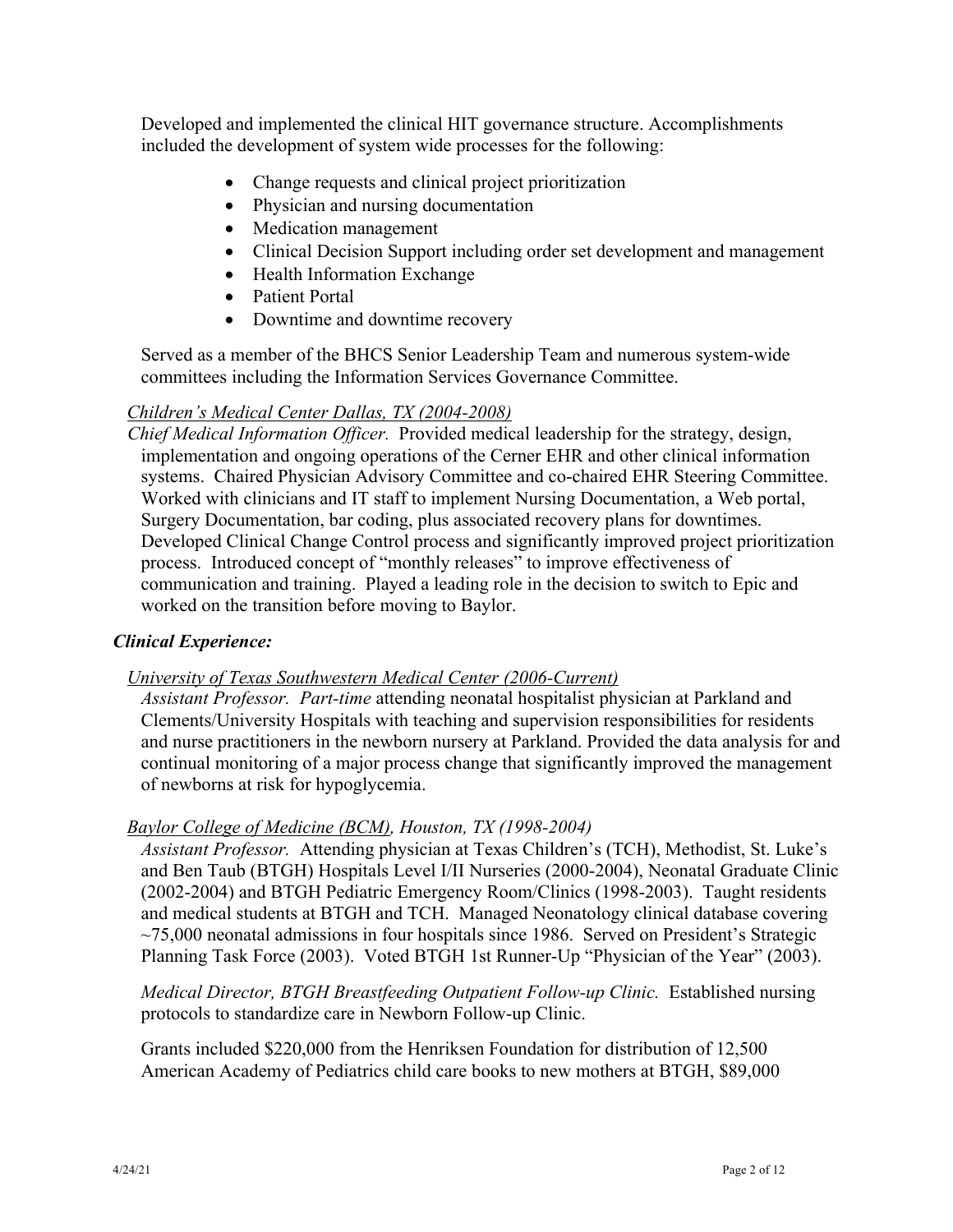Developed and implemented the clinical HIT governance structure. Accomplishments included the development of system wide processes for the following:

- Change requests and clinical project prioritization
- Physician and nursing documentation
- Medication management
- Clinical Decision Support including order set development and management
- Health Information Exchange
- Patient Portal
- Downtime and downtime recovery

Served as a member of the BHCS Senior Leadership Team and numerous system-wide committees including the Information Services Governance Committee.

*Children's Medical Center Dallas, TX (2004-2008)*

*Chief Medical Information Officer.* Provided medical leadership for the strategy, design, implementation and ongoing operations of the Cerner EHR and other clinical information systems. Chaired Physician Advisory Committee and co-chaired EHR Steering Committee. Worked with clinicians and IT staff to implement Nursing Documentation, a Web portal, Surgery Documentation, bar coding, plus associated recovery plans for downtimes. Developed Clinical Change Control process and significantly improved project prioritization process. Introduced concept of "monthly releases" to improve effectiveness of communication and training. Played a leading role in the decision to switch to Epic and worked on the transition before moving to Baylor.

### *Clinical Experience:*

*University of Texas Southwestern Medical Center (2006-Current)*

*Assistant Professor. Part-time* attending neonatal hospitalist physician at Parkland and Clements/University Hospitals with teaching and supervision responsibilities for residents and nurse practitioners in the newborn nursery at Parkland. Provided the data analysis for and continual monitoring of a major process change that significantly improved the management of newborns at risk for hypoglycemia.

*Baylor College of Medicine (BCM), Houston, TX (1998-2004)*

*Assistant Professor.* Attending physician at Texas Children's (TCH), Methodist, St. Luke's and Ben Taub (BTGH) Hospitals Level I/II Nurseries (2000-2004), Neonatal Graduate Clinic (2002-2004) and BTGH Pediatric Emergency Room/Clinics (1998-2003). Taught residents and medical students at BTGH and TCH. Managed Neonatology clinical database covering ~75,000 neonatal admissions in four hospitals since 1986. Served on President's Strategic Planning Task Force (2003). Voted BTGH 1st Runner-Up "Physician of the Year" (2003).

*Medical Director, BTGH Breastfeeding Outpatient Follow-up Clinic.* Established nursing protocols to standardize care in Newborn Follow-up Clinic.

Grants included $220,000 from the Henriksen Foundation for distribution of 12,500 American Academy of Pediatrics child care books to new mothers at BTGH, $89,000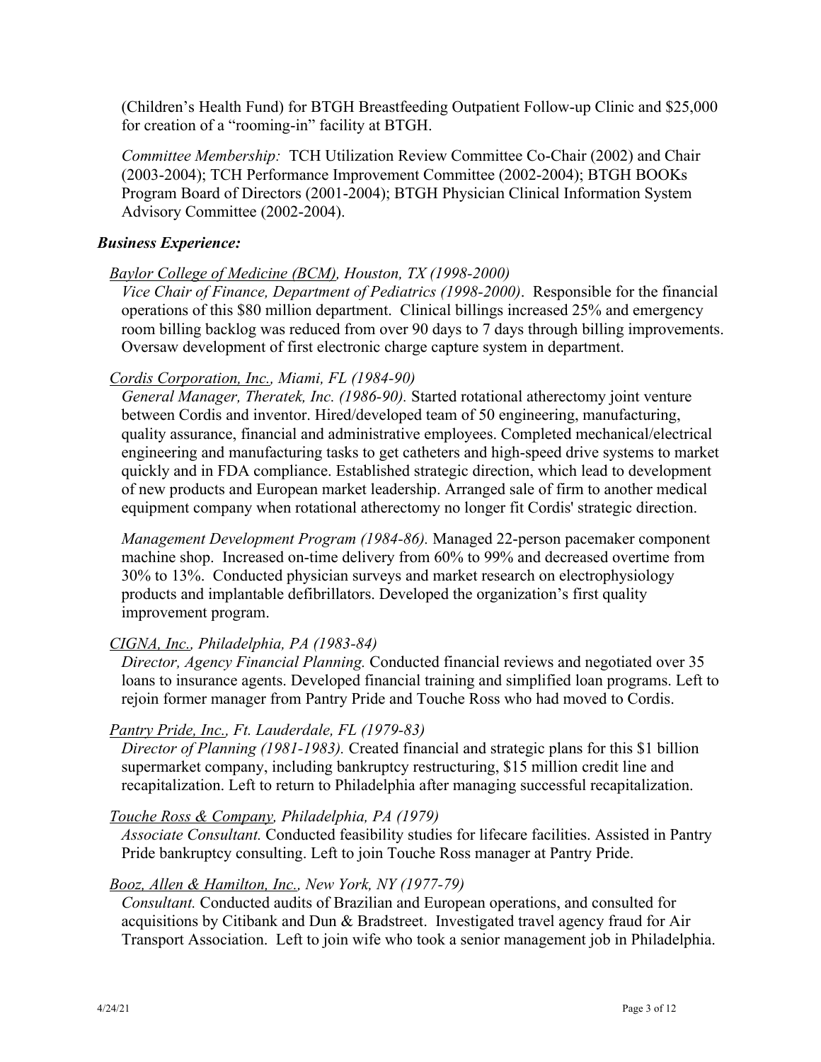(Children's Health Fund) for BTGH Breastfeeding Outpatient Follow-up Clinic and $25,000 for creation of a "rooming-in" facility at BTGH.

*Committee Membership:* TCH Utilization Review Committee Co-Chair (2002) and Chair (2003-2004); TCH Performance Improvement Committee (2002-2004); BTGH BOOKs Program Board of Directors (2001-2004); BTGH Physician Clinical Information System Advisory Committee (2002-2004).

### *Business Experience:*

*Baylor College of Medicine (BCM), Houston, TX (1998-2000)*

*Vice Chair of Finance, Department of Pediatrics (1998-2000)*. Responsible for the financial operations of this $80 million department. Clinical billings increased 25% and emergency room billing backlog was reduced from over 90 days to 7 days through billing improvements. Oversaw development of first electronic charge capture system in department.

*Cordis Corporation, Inc., Miami, FL (1984-90)*

*General Manager, Theratek, Inc. (1986-90).* Started rotational atherectomy joint venture between Cordis and inventor. Hired/developed team of 50 engineering, manufacturing, quality assurance, financial and administrative employees. Completed mechanical/electrical engineering and manufacturing tasks to get catheters and high-speed drive systems to market quickly and in FDA compliance. Established strategic direction, which lead to development of new products and European market leadership. Arranged sale of firm to another medical equipment company when rotational atherectomy no longer fit Cordis' strategic direction.

*Management Development Program (1984-86).* Managed 22-person pacemaker component machine shop. Increased on-time delivery from 60% to 99% and decreased overtime from 30% to 13%. Conducted physician surveys and market research on electrophysiology products and implantable defibrillators. Developed the organization's first quality improvement program.

*CIGNA, Inc., Philadelphia, PA (1983-84)*

*Director, Agency Financial Planning.* Conducted financial reviews and negotiated over 35 loans to insurance agents. Developed financial training and simplified loan programs. Left to rejoin former manager from Pantry Pride and Touche Ross who had moved to Cordis.

*Pantry Pride, Inc., Ft. Lauderdale, FL (1979-83)*

*Director of Planning (1981-1983).* Created financial and strategic plans for this $1 billion supermarket company, including bankruptcy restructuring, $15 million credit line and recapitalization. Left to return to Philadelphia after managing successful recapitalization.

*Touche Ross & Company, Philadelphia, PA (1979)*

*Associate Consultant.* Conducted feasibility studies for lifecare facilities. Assisted in Pantry Pride bankruptcy consulting. Left to join Touche Ross manager at Pantry Pride.

*Booz, Allen & Hamilton, Inc., New York, NY (1977-79)*

*Consultant.* Conducted audits of Brazilian and European operations, and consulted for acquisitions by Citibank and Dun & Bradstreet. Investigated travel agency fraud for Air Transport Association. Left to join wife who took a senior management job in Philadelphia.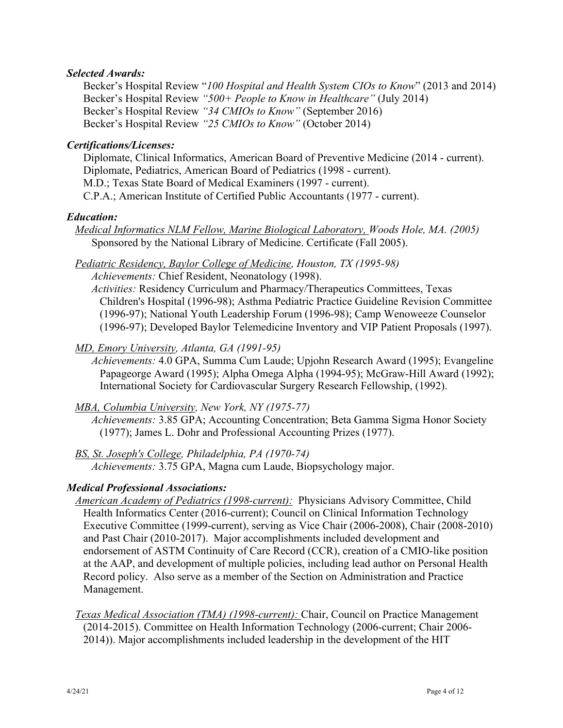### *Selected Awards:*

Becker's Hospital Review "*100 Hospital and Health System CIOs to Know*" (2013 and 2014)
Becker's Hospital Review *"500+ People to Know in Healthcare"* (July 2014)
Becker's Hospital Review *"34 CMIOs to Know"* (September 2016)
Becker's Hospital Review *"25 CMIOs to Know"* (October 2014)

### *Certifications/Licenses:*

Diplomate, Clinical Informatics, American Board of Preventive Medicine (2014 - current).
Diplomate, Pediatrics, American Board of Pediatrics (1998 - current).
M.D.; Texas State Board of Medical Examiners (1997 - current).
C.P.A.; American Institute of Certified Public Accountants (1977 - current).

### *Education:*

*Medical Informatics NLM Fellow, Marine Biological Laboratory, Woods Hole, MA. (2005)*
Sponsored by the National Library of Medicine. Certificate (Fall 2005).

*Pediatric Residency, Baylor College of Medicine, Houston, TX (1995-98)*
*Achievements:* Chief Resident, Neonatology (1998).
*Activities:* Residency Curriculum and Pharmacy/Therapeutics Committees, Texas Children's Hospital (1996-98); Asthma Pediatric Practice Guideline Revision Committee (1996-97); National Youth Leadership Forum (1996-98); Camp Wenoweeze Counselor (1996-97); Developed Baylor Telemedicine Inventory and VIP Patient Proposals (1997).

*MD, Emory University, Atlanta, GA (1991-95)*
*Achievements:* 4.0 GPA, Summa Cum Laude; Upjohn Research Award (1995); Evangeline Papageorge Award (1995); Alpha Omega Alpha (1994-95); McGraw-Hill Award (1992); International Society for Cardiovascular Surgery Research Fellowship, (1992).

*MBA, Columbia University, New York, NY (1975-77)*
*Achievements:* 3.85 GPA; Accounting Concentration; Beta Gamma Sigma Honor Society (1977); James L. Dohr and Professional Accounting Prizes (1977).

*BS, St. Joseph's College, Philadelphia, PA (1970-74)*
*Achievements:* 3.75 GPA, Magna cum Laude, Biopsychology major.

### *Medical Professional Associations:*

*American Academy of Pediatrics (1998-current):* Physicians Advisory Committee, Child Health Informatics Center (2016-current); Council on Clinical Information Technology Executive Committee (1999-current), serving as Vice Chair (2006-2008), Chair (2008-2010) and Past Chair (2010-2017). Major accomplishments included development and endorsement of ASTM Continuity of Care Record (CCR), creation of a CMIO-like position at the AAP, and development of multiple policies, including lead author on Personal Health Record policy. Also serve as a member of the Section on Administration and Practice Management.

*Texas Medical Association (TMA) (1998-current):* Chair, Council on Practice Management (2014-2015). Committee on Health Information Technology (2006-current; Chair 2006-2014)). Major accomplishments included leadership in the development of the HIT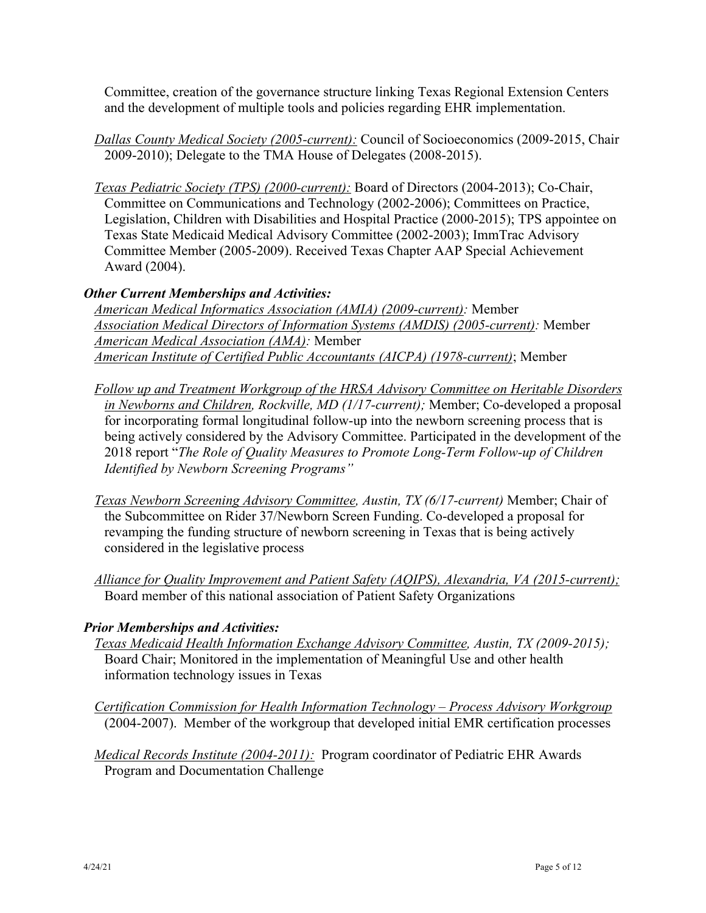Committee, creation of the governance structure linking Texas Regional Extension Centers and the development of multiple tools and policies regarding EHR implementation.

*Dallas County Medical Society (2005-current):* Council of Socioeconomics (2009-2015, Chair 2009-2010); Delegate to the TMA House of Delegates (2008-2015).

*Texas Pediatric Society (TPS) (2000-current):* Board of Directors (2004-2013); Co-Chair, Committee on Communications and Technology (2002-2006); Committees on Practice, Legislation, Children with Disabilities and Hospital Practice (2000-2015); TPS appointee on Texas State Medicaid Medical Advisory Committee (2002-2003); ImmTrac Advisory Committee Member (2005-2009). Received Texas Chapter AAP Special Achievement Award (2004).

### *Other Current Memberships and Activities:*

*American Medical Informatics Association (AMIA) (2009-current):* Member
*Association Medical Directors of Information Systems (AMDIS) (2005-current):* Member
*American Medical Association (AMA):* Member
*American Institute of Certified Public Accountants (AICPA) (1978-current)*; Member

*Follow up and Treatment Workgroup of the HRSA Advisory Committee on Heritable Disorders in Newborns and Children, Rockville, MD (1/17-current);* Member; Co-developed a proposal for incorporating formal longitudinal follow-up into the newborn screening process that is being actively considered by the Advisory Committee. Participated in the development of the 2018 report "*The Role of Quality Measures to Promote Long-Term Follow-up of Children Identified by Newborn Screening Programs"*

*Texas Newborn Screening Advisory Committee, Austin, TX (6/17-current)* Member; Chair of the Subcommittee on Rider 37/Newborn Screen Funding. Co-developed a proposal for revamping the funding structure of newborn screening in Texas that is being actively considered in the legislative process

*Alliance for Quality Improvement and Patient Safety (AQIPS), Alexandria, VA (2015-current);* Board member of this national association of Patient Safety Organizations

### *Prior Memberships and Activities:*

*Texas Medicaid Health Information Exchange Advisory Committee, Austin, TX (2009-2015);* Board Chair; Monitored in the implementation of Meaningful Use and other health information technology issues in Texas

*Certification Commission for Health Information Technology – Process Advisory Workgroup* (2004-2007). Member of the workgroup that developed initial EMR certification processes

*Medical Records Institute (2004-2011):* Program coordinator of Pediatric EHR Awards Program and Documentation Challenge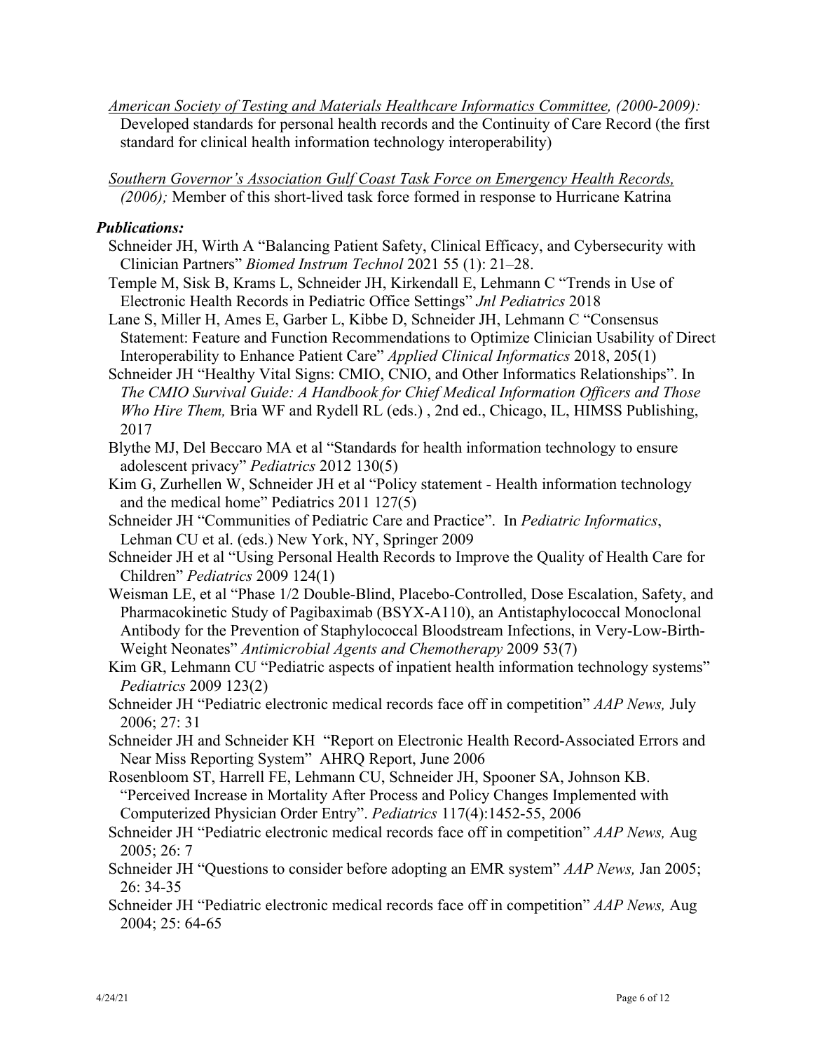*American Society of Testing and Materials Healthcare Informatics Committee, (2000-2009):* Developed standards for personal health records and the Continuity of Care Record (the first standard for clinical health information technology interoperability)

*Southern Governor's Association Gulf Coast Task Force on Emergency Health Records, (2006);* Member of this short-lived task force formed in response to Hurricane Katrina

### *Publications:*

Schneider JH, Wirth A "Balancing Patient Safety, Clinical Efficacy, and Cybersecurity with Clinician Partners" *Biomed Instrum Technol* 2021 55 (1): 21–28.

Temple M, Sisk B, Krams L, Schneider JH, Kirkendall E, Lehmann C "Trends in Use of Electronic Health Records in Pediatric Office Settings" *Jnl Pediatrics* 2018

Lane S, Miller H, Ames E, Garber L, Kibbe D, Schneider JH, Lehmann C "Consensus Statement: Feature and Function Recommendations to Optimize Clinician Usability of Direct Interoperability to Enhance Patient Care" *Applied Clinical Informatics* 2018, 205(1)

Schneider JH "Healthy Vital Signs: CMIO, CNIO, and Other Informatics Relationships". In *The CMIO Survival Guide: A Handbook for Chief Medical Information Officers and Those Who Hire Them,* Bria WF and Rydell RL (eds.) , 2nd ed., Chicago, IL, HIMSS Publishing, 2017

Blythe MJ, Del Beccaro MA et al "Standards for health information technology to ensure adolescent privacy" *Pediatrics* 2012 130(5)

Kim G, Zurhellen W, Schneider JH et al "Policy statement - Health information technology and the medical home" Pediatrics 2011 127(5)

Schneider JH "Communities of Pediatric Care and Practice". In *Pediatric Informatics*, Lehman CU et al. (eds.) New York, NY, Springer 2009

Schneider JH et al "Using Personal Health Records to Improve the Quality of Health Care for Children" *Pediatrics* 2009 124(1)

Weisman LE, et al "Phase 1/2 Double-Blind, Placebo-Controlled, Dose Escalation, Safety, and Pharmacokinetic Study of Pagibaximab (BSYX-A110), an Antistaphylococcal Monoclonal Antibody for the Prevention of Staphylococcal Bloodstream Infections, in Very-Low-Birth-Weight Neonates" *Antimicrobial Agents and Chemotherapy* 2009 53(7)

Kim GR, Lehmann CU "Pediatric aspects of inpatient health information technology systems" *Pediatrics* 2009 123(2)

Schneider JH "Pediatric electronic medical records face off in competition" *AAP News,* July 2006; 27: 31

Schneider JH and Schneider KH "Report on Electronic Health Record-Associated Errors and Near Miss Reporting System" AHRQ Report, June 2006

Rosenbloom ST, Harrell FE, Lehmann CU, Schneider JH, Spooner SA, Johnson KB. "Perceived Increase in Mortality After Process and Policy Changes Implemented with Computerized Physician Order Entry". *Pediatrics* 117(4):1452-55, 2006

Schneider JH "Pediatric electronic medical records face off in competition" *AAP News,* Aug 2005; 26: 7

Schneider JH "Questions to consider before adopting an EMR system" *AAP News,* Jan 2005; 26: 34-35

Schneider JH "Pediatric electronic medical records face off in competition" *AAP News,* Aug 2004; 25: 64-65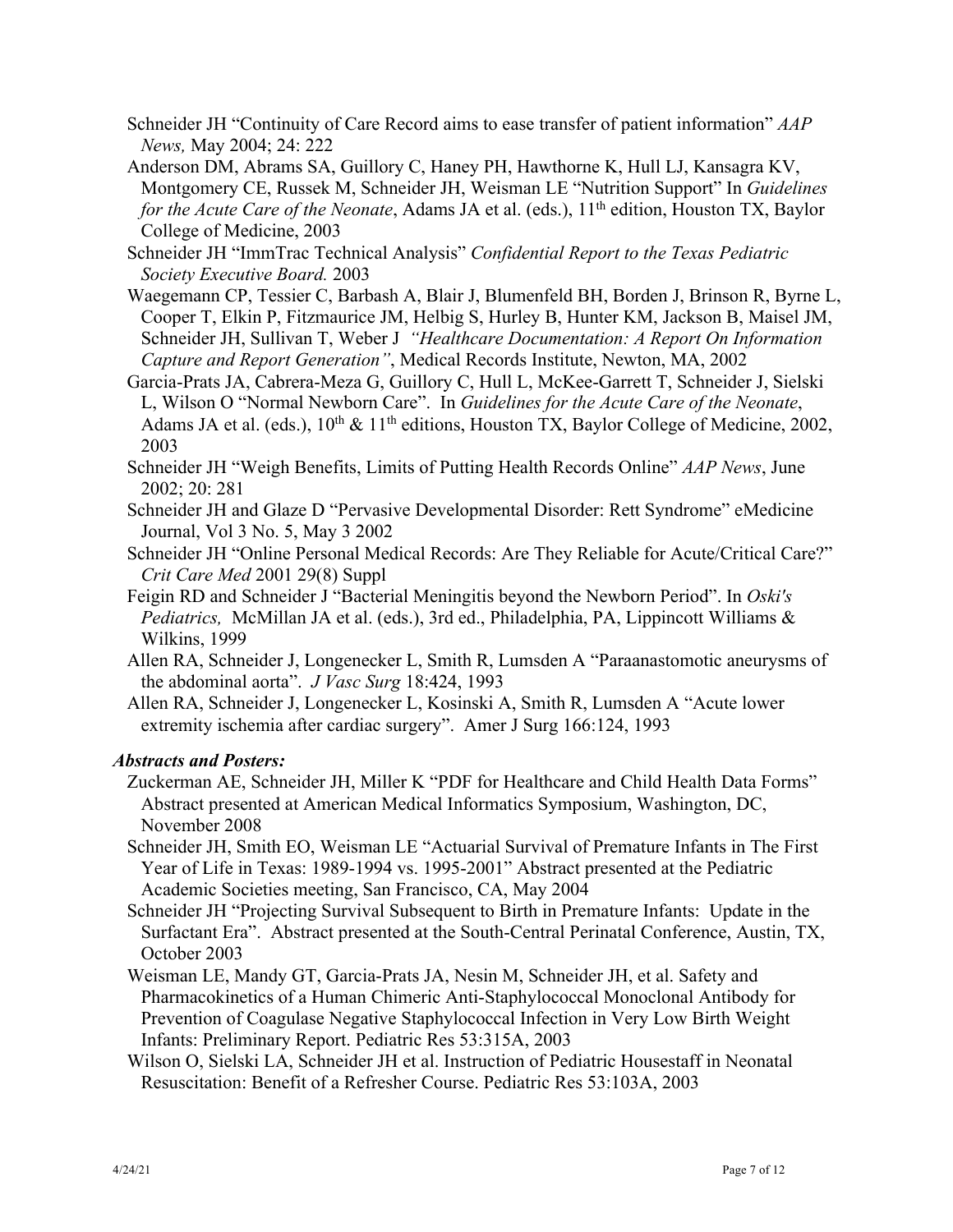Schneider JH "Continuity of Care Record aims to ease transfer of patient information" *AAP News,* May 2004; 24: 222

Anderson DM, Abrams SA, Guillory C, Haney PH, Hawthorne K, Hull LJ, Kansagra KV, Montgomery CE, Russek M, Schneider JH, Weisman LE "Nutrition Support" In *Guidelines for the Acute Care of the Neonate*, Adams JA et al. (eds.), 11th edition, Houston TX, Baylor College of Medicine, 2003

Schneider JH "ImmTrac Technical Analysis" *Confidential Report to the Texas Pediatric Society Executive Board.* 2003

Waegemann CP, Tessier C, Barbash A, Blair J, Blumenfeld BH, Borden J, Brinson R, Byrne L, Cooper T, Elkin P, Fitzmaurice JM, Helbig S, Hurley B, Hunter KM, Jackson B, Maisel JM, Schneider JH, Sullivan T, Weber J *"Healthcare Documentation: A Report On Information Capture and Report Generation"*, Medical Records Institute, Newton, MA, 2002

Garcia-Prats JA, Cabrera-Meza G, Guillory C, Hull L, McKee-Garrett T, Schneider J, Sielski L, Wilson O "Normal Newborn Care". In *Guidelines for the Acute Care of the Neonate*, Adams JA et al. (eds.), 10th & 11th editions, Houston TX, Baylor College of Medicine, 2002, 2003

Schneider JH "Weigh Benefits, Limits of Putting Health Records Online" *AAP News*, June 2002; 20: 281

Schneider JH and Glaze D "Pervasive Developmental Disorder: Rett Syndrome" eMedicine Journal, Vol 3 No. 5, May 3 2002

Schneider JH "Online Personal Medical Records: Are They Reliable for Acute/Critical Care?" *Crit Care Med* 2001 29(8) Suppl

Feigin RD and Schneider J "Bacterial Meningitis beyond the Newborn Period". In *Oski's Pediatrics,* McMillan JA et al. (eds.), 3rd ed., Philadelphia, PA, Lippincott Williams & Wilkins, 1999

Allen RA, Schneider J, Longenecker L, Smith R, Lumsden A "Paraanastomotic aneurysms of the abdominal aorta". *J Vasc Surg* 18:424, 1993

Allen RA, Schneider J, Longenecker L, Kosinski A, Smith R, Lumsden A "Acute lower extremity ischemia after cardiac surgery". Amer J Surg 166:124, 1993

### *Abstracts and Posters:*

Zuckerman AE, Schneider JH, Miller K "PDF for Healthcare and Child Health Data Forms" Abstract presented at American Medical Informatics Symposium, Washington, DC, November 2008

Schneider JH, Smith EO, Weisman LE "Actuarial Survival of Premature Infants in The First Year of Life in Texas: 1989-1994 vs. 1995-2001" Abstract presented at the Pediatric Academic Societies meeting, San Francisco, CA, May 2004

Schneider JH "Projecting Survival Subsequent to Birth in Premature Infants: Update in the Surfactant Era". Abstract presented at the South-Central Perinatal Conference, Austin, TX, October 2003

Weisman LE, Mandy GT, Garcia-Prats JA, Nesin M, Schneider JH, et al. Safety and Pharmacokinetics of a Human Chimeric Anti-Staphylococcal Monoclonal Antibody for Prevention of Coagulase Negative Staphylococcal Infection in Very Low Birth Weight Infants: Preliminary Report. Pediatric Res 53:315A, 2003

Wilson O, Sielski LA, Schneider JH et al. Instruction of Pediatric Housestaff in Neonatal Resuscitation: Benefit of a Refresher Course. Pediatric Res 53:103A, 2003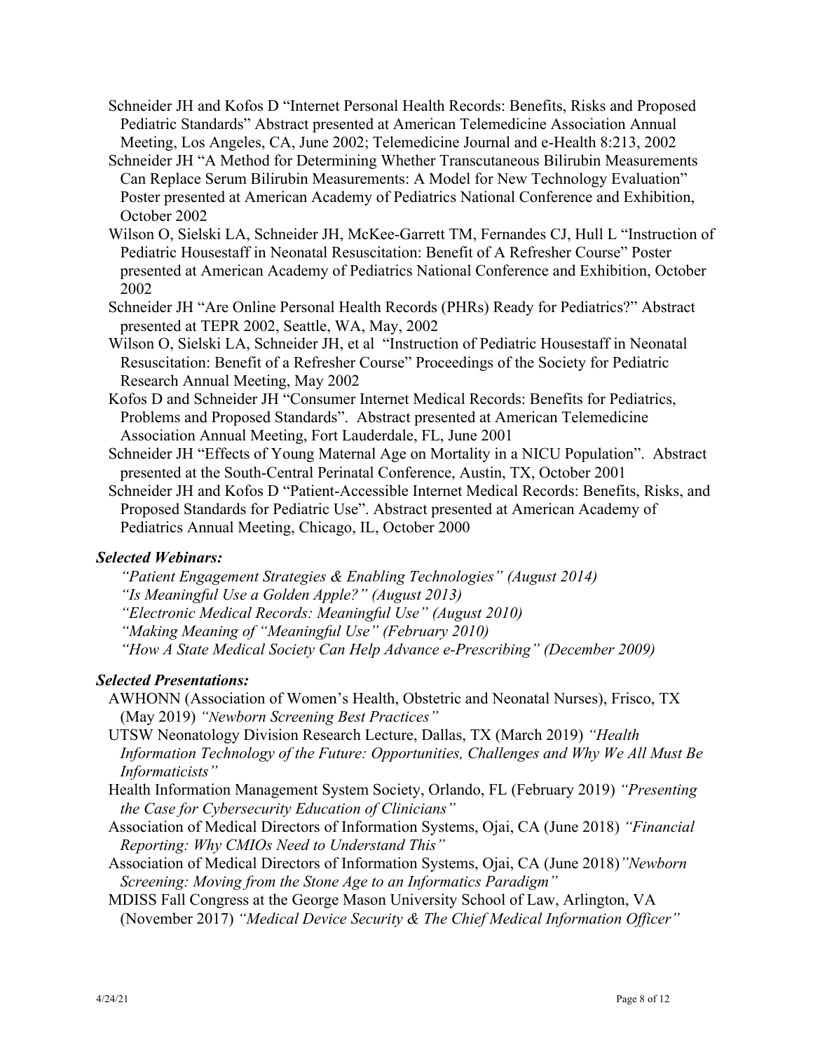Schneider JH and Kofos D "Internet Personal Health Records: Benefits, Risks and Proposed Pediatric Standards" Abstract presented at American Telemedicine Association Annual Meeting, Los Angeles, CA, June 2002; Telemedicine Journal and e-Health 8:213, 2002

Schneider JH "A Method for Determining Whether Transcutaneous Bilirubin Measurements Can Replace Serum Bilirubin Measurements: A Model for New Technology Evaluation" Poster presented at American Academy of Pediatrics National Conference and Exhibition, October 2002

Wilson O, Sielski LA, Schneider JH, McKee-Garrett TM, Fernandes CJ, Hull L "Instruction of Pediatric Housestaff in Neonatal Resuscitation: Benefit of A Refresher Course" Poster presented at American Academy of Pediatrics National Conference and Exhibition, October 2002

Schneider JH "Are Online Personal Health Records (PHRs) Ready for Pediatrics?" Abstract presented at TEPR 2002, Seattle, WA, May, 2002

Wilson O, Sielski LA, Schneider JH, et al "Instruction of Pediatric Housestaff in Neonatal Resuscitation: Benefit of a Refresher Course" Proceedings of the Society for Pediatric Research Annual Meeting, May 2002

Kofos D and Schneider JH "Consumer Internet Medical Records: Benefits for Pediatrics, Problems and Proposed Standards". Abstract presented at American Telemedicine Association Annual Meeting, Fort Lauderdale, FL, June 2001

Schneider JH "Effects of Young Maternal Age on Mortality in a NICU Population". Abstract presented at the South-Central Perinatal Conference, Austin, TX, October 2001

Schneider JH and Kofos D "Patient-Accessible Internet Medical Records: Benefits, Risks, and Proposed Standards for Pediatric Use". Abstract presented at American Academy of Pediatrics Annual Meeting, Chicago, IL, October 2000

### *Selected Webinars:*

*"Patient Engagement Strategies & Enabling Technologies" (August 2014)*
*"Is Meaningful Use a Golden Apple?" (August 2013)*
*"Electronic Medical Records: Meaningful Use" (August 2010)*
*"Making Meaning of "Meaningful Use" (February 2010)*
*"How A State Medical Society Can Help Advance e-Prescribing" (December 2009)*

### *Selected Presentations:*

AWHONN (Association of Women's Health, Obstetric and Neonatal Nurses), Frisco, TX (May 2019) *"Newborn Screening Best Practices"*

UTSW Neonatology Division Research Lecture, Dallas, TX (March 2019) *"Health Information Technology of the Future: Opportunities, Challenges and Why We All Must Be Informaticists"*

Health Information Management System Society, Orlando, FL (February 2019) *"Presenting the Case for Cybersecurity Education of Clinicians"*

Association of Medical Directors of Information Systems, Ojai, CA (June 2018) *"Financial Reporting: Why CMIOs Need to Understand This"*

Association of Medical Directors of Information Systems, Ojai, CA (June 2018)*"Newborn Screening: Moving from the Stone Age to an Informatics Paradigm"*

MDISS Fall Congress at the George Mason University School of Law, Arlington, VA (November 2017) *"Medical Device Security & The Chief Medical Information Officer"*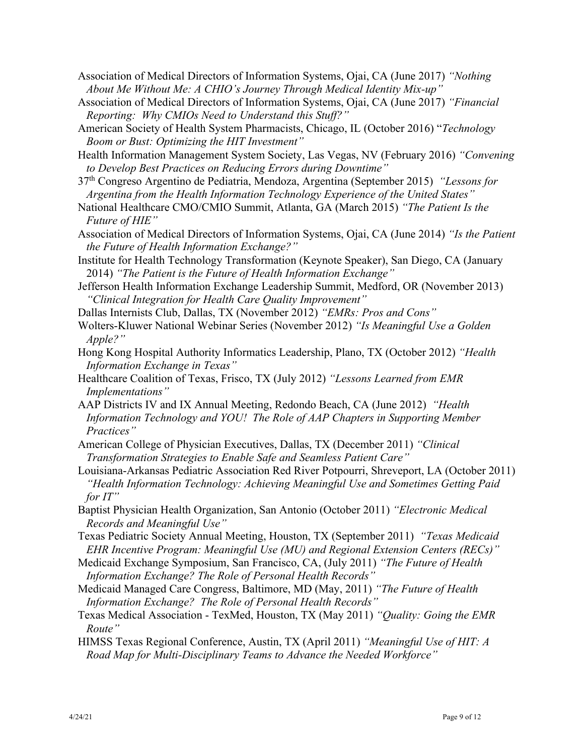Association of Medical Directors of Information Systems, Ojai, CA (June 2017) *"Nothing About Me Without Me: A CHIO's Journey Through Medical Identity Mix-up"*

Association of Medical Directors of Information Systems, Ojai, CA (June 2017) *"Financial Reporting: Why CMIOs Need to Understand this Stuff?"*

American Society of Health System Pharmacists, Chicago, IL (October 2016) "*Technology Boom or Bust: Optimizing the HIT Investment"*

Health Information Management System Society, Las Vegas, NV (February 2016) *"Convening to Develop Best Practices on Reducing Errors during Downtime"*

37th Congreso Argentino de Pediatria, Mendoza, Argentina (September 2015) *"Lessons for Argentina from the Health Information Technology Experience of the United States"*

National Healthcare CMO/CMIO Summit, Atlanta, GA (March 2015) *"The Patient Is the Future of HIE"*

Association of Medical Directors of Information Systems, Ojai, CA (June 2014) *"Is the Patient the Future of Health Information Exchange?"*

Institute for Health Technology Transformation (Keynote Speaker), San Diego, CA (January 2014) *"The Patient is the Future of Health Information Exchange"*

Jefferson Health Information Exchange Leadership Summit, Medford, OR (November 2013) *"Clinical Integration for Health Care Quality Improvement"*

Dallas Internists Club, Dallas, TX (November 2012) *"EMRs: Pros and Cons"*

Wolters-Kluwer National Webinar Series (November 2012) *"Is Meaningful Use a Golden Apple?"*

Hong Kong Hospital Authority Informatics Leadership, Plano, TX (October 2012) *"Health Information Exchange in Texas"*

Healthcare Coalition of Texas, Frisco, TX (July 2012) *"Lessons Learned from EMR Implementations"*

AAP Districts IV and IX Annual Meeting, Redondo Beach, CA (June 2012) *"Health Information Technology and YOU! The Role of AAP Chapters in Supporting Member Practices"*

American College of Physician Executives, Dallas, TX (December 2011) *"Clinical Transformation Strategies to Enable Safe and Seamless Patient Care"*

Louisiana-Arkansas Pediatric Association Red River Potpourri, Shreveport, LA (October 2011) *"Health Information Technology: Achieving Meaningful Use and Sometimes Getting Paid for IT"*

Baptist Physician Health Organization, San Antonio (October 2011) *"Electronic Medical Records and Meaningful Use"*

Texas Pediatric Society Annual Meeting, Houston, TX (September 2011) *"Texas Medicaid EHR Incentive Program: Meaningful Use (MU) and Regional Extension Centers (RECs)"*

Medicaid Exchange Symposium, San Francisco, CA, (July 2011) *"The Future of Health Information Exchange? The Role of Personal Health Records"*

Medicaid Managed Care Congress, Baltimore, MD (May, 2011) *"The Future of Health Information Exchange? The Role of Personal Health Records"*

Texas Medical Association - TexMed, Houston, TX (May 2011) *"Quality: Going the EMR Route"*

HIMSS Texas Regional Conference, Austin, TX (April 2011) *"Meaningful Use of HIT: A Road Map for Multi-Disciplinary Teams to Advance the Needed Workforce"*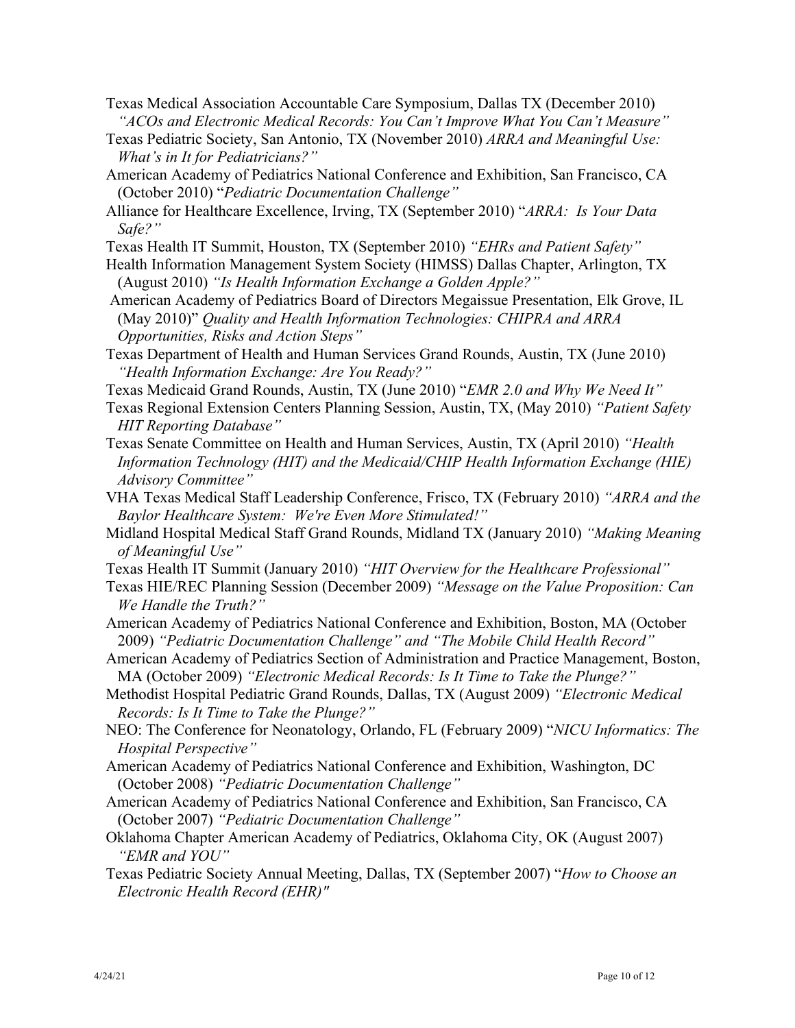Texas Medical Association Accountable Care Symposium, Dallas TX (December 2010) *"ACOs and Electronic Medical Records: You Can't Improve What You Can't Measure"*

Texas Pediatric Society, San Antonio, TX (November 2010) *ARRA and Meaningful Use: What's in It for Pediatricians?"*

American Academy of Pediatrics National Conference and Exhibition, San Francisco, CA (October 2010) "*Pediatric Documentation Challenge"*

Alliance for Healthcare Excellence, Irving, TX (September 2010) "*ARRA: Is Your Data Safe?"*

Texas Health IT Summit, Houston, TX (September 2010) *"EHRs and Patient Safety"*

Health Information Management System Society (HIMSS) Dallas Chapter, Arlington, TX (August 2010) *"Is Health Information Exchange a Golden Apple?"*

American Academy of Pediatrics Board of Directors Megaissue Presentation, Elk Grove, IL (May 2010)" *Quality and Health Information Technologies: CHIPRA and ARRA Opportunities, Risks and Action Steps"*

Texas Department of Health and Human Services Grand Rounds, Austin, TX (June 2010) *"Health Information Exchange: Are You Ready?"*

Texas Medicaid Grand Rounds, Austin, TX (June 2010) "*EMR 2.0 and Why We Need It"*

Texas Regional Extension Centers Planning Session, Austin, TX, (May 2010) *"Patient Safety HIT Reporting Database"*

Texas Senate Committee on Health and Human Services, Austin, TX (April 2010) *"Health Information Technology (HIT) and the Medicaid/CHIP Health Information Exchange (HIE) Advisory Committee"*

VHA Texas Medical Staff Leadership Conference, Frisco, TX (February 2010) *"ARRA and the Baylor Healthcare System: We're Even More Stimulated!"*

Midland Hospital Medical Staff Grand Rounds, Midland TX (January 2010) *"Making Meaning of Meaningful Use"*

Texas Health IT Summit (January 2010) *"HIT Overview for the Healthcare Professional"*

Texas HIE/REC Planning Session (December 2009) *"Message on the Value Proposition: Can We Handle the Truth?"*

American Academy of Pediatrics National Conference and Exhibition, Boston, MA (October 2009) *"Pediatric Documentation Challenge"* and *"The Mobile Child Health Record"*

American Academy of Pediatrics Section of Administration and Practice Management, Boston, MA (October 2009) *"Electronic Medical Records: Is It Time to Take the Plunge?"*

Methodist Hospital Pediatric Grand Rounds, Dallas, TX (August 2009) *"Electronic Medical Records: Is It Time to Take the Plunge?"*

NEO: The Conference for Neonatology, Orlando, FL (February 2009) "*NICU Informatics: The Hospital Perspective"*

American Academy of Pediatrics National Conference and Exhibition, Washington, DC (October 2008) *"Pediatric Documentation Challenge"*

American Academy of Pediatrics National Conference and Exhibition, San Francisco, CA (October 2007) *"Pediatric Documentation Challenge"*

Oklahoma Chapter American Academy of Pediatrics, Oklahoma City, OK (August 2007) *"EMR and YOU"*

Texas Pediatric Society Annual Meeting, Dallas, TX (September 2007) "*How to Choose an Electronic Health Record (EHR)"*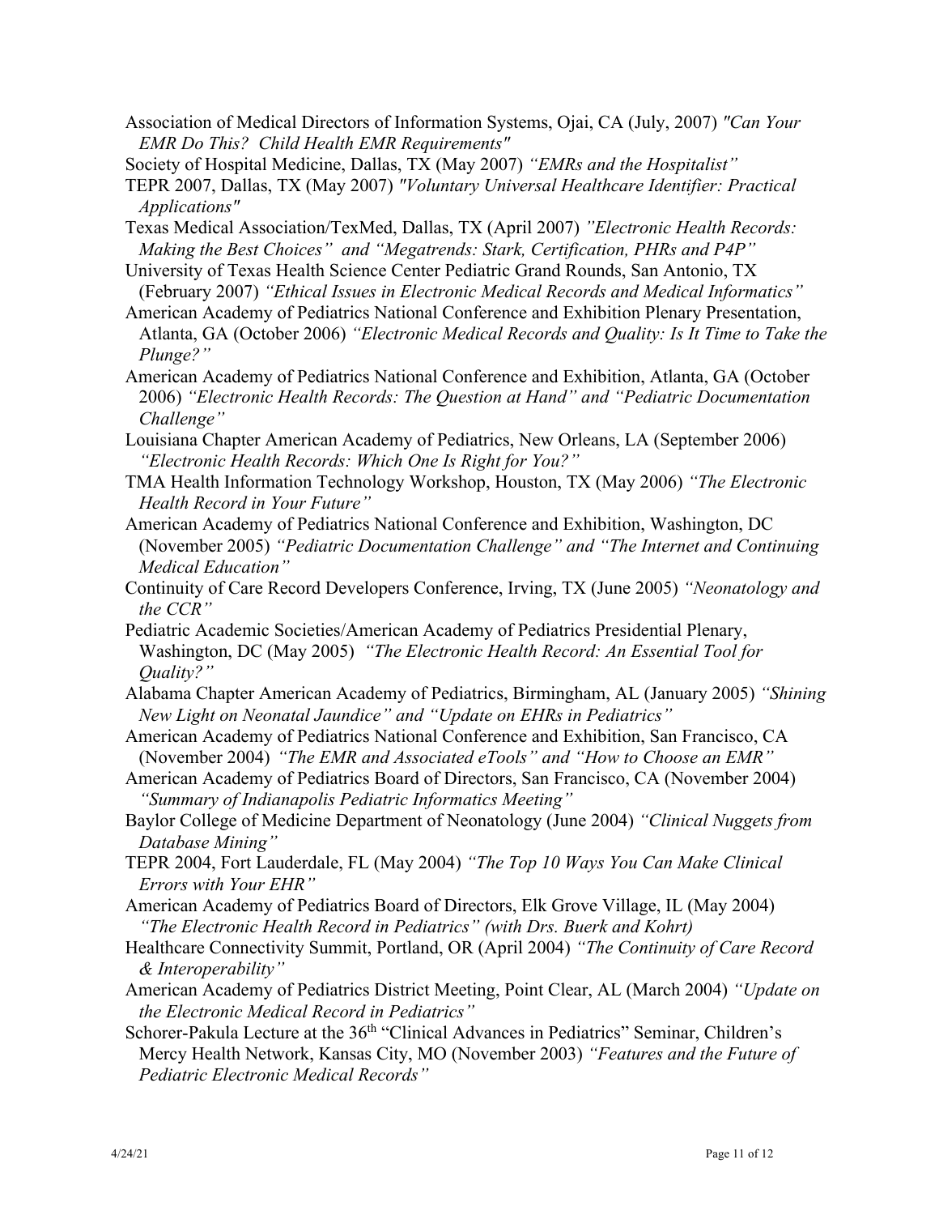Association of Medical Directors of Information Systems, Ojai, CA (July, 2007) *"Can Your EMR Do This? Child Health EMR Requirements"*

Society of Hospital Medicine, Dallas, TX (May 2007) *"EMRs and the Hospitalist"*

TEPR 2007, Dallas, TX (May 2007) *"Voluntary Universal Healthcare Identifier: Practical Applications"*

Texas Medical Association/TexMed, Dallas, TX (April 2007) *"Electronic Health Records: Making the Best Choices" and "Megatrends: Stark, Certification, PHRs and P4P"*

University of Texas Health Science Center Pediatric Grand Rounds, San Antonio, TX (February 2007) *"Ethical Issues in Electronic Medical Records and Medical Informatics"*

American Academy of Pediatrics National Conference and Exhibition Plenary Presentation, Atlanta, GA (October 2006) *"Electronic Medical Records and Quality: Is It Time to Take the Plunge?"*

American Academy of Pediatrics National Conference and Exhibition, Atlanta, GA (October 2006) *"Electronic Health Records: The Question at Hand" and "Pediatric Documentation Challenge"*

Louisiana Chapter American Academy of Pediatrics, New Orleans, LA (September 2006) *"Electronic Health Records: Which One Is Right for You?"*

TMA Health Information Technology Workshop, Houston, TX (May 2006) *"The Electronic Health Record in Your Future"*

American Academy of Pediatrics National Conference and Exhibition, Washington, DC (November 2005) *"Pediatric Documentation Challenge" and "The Internet and Continuing Medical Education"*

Continuity of Care Record Developers Conference, Irving, TX (June 2005) *"Neonatology and the CCR"*

Pediatric Academic Societies/American Academy of Pediatrics Presidential Plenary, Washington, DC (May 2005) *"The Electronic Health Record: An Essential Tool for Quality?"*

Alabama Chapter American Academy of Pediatrics, Birmingham, AL (January 2005) *"Shining New Light on Neonatal Jaundice" and "Update on EHRs in Pediatrics"*

American Academy of Pediatrics National Conference and Exhibition, San Francisco, CA (November 2004) *"The EMR and Associated eTools" and "How to Choose an EMR"*

American Academy of Pediatrics Board of Directors, San Francisco, CA (November 2004) *"Summary of Indianapolis Pediatric Informatics Meeting"*

Baylor College of Medicine Department of Neonatology (June 2004) *"Clinical Nuggets from Database Mining"*

TEPR 2004, Fort Lauderdale, FL (May 2004) *"The Top 10 Ways You Can Make Clinical Errors with Your EHR"*

American Academy of Pediatrics Board of Directors, Elk Grove Village, IL (May 2004) *"The Electronic Health Record in Pediatrics" (with Drs. Buerk and Kohrt)*

Healthcare Connectivity Summit, Portland, OR (April 2004) *"The Continuity of Care Record & Interoperability"*

American Academy of Pediatrics District Meeting, Point Clear, AL (March 2004) *"Update on the Electronic Medical Record in Pediatrics"*

Schorer-Pakula Lecture at the 36th "Clinical Advances in Pediatrics" Seminar, Children's Mercy Health Network, Kansas City, MO (November 2003) *"Features and the Future of Pediatric Electronic Medical Records"*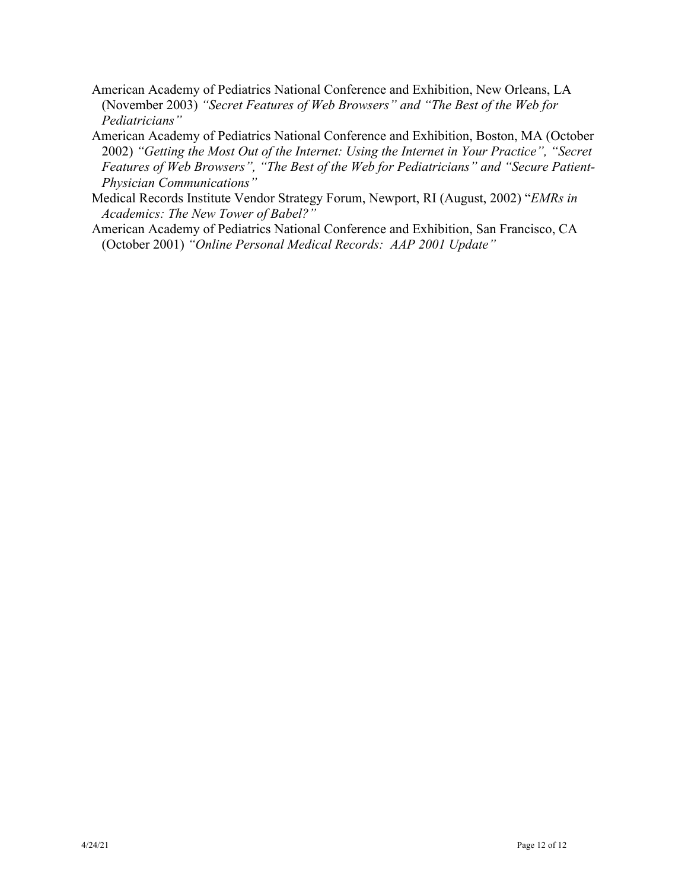American Academy of Pediatrics National Conference and Exhibition, New Orleans, LA (November 2003) *"Secret Features of Web Browsers" and "The Best of the Web for Pediatricians"*

American Academy of Pediatrics National Conference and Exhibition, Boston, MA (October 2002) *"Getting the Most Out of the Internet: Using the Internet in Your Practice", "Secret Features of Web Browsers", "The Best of the Web for Pediatricians" and "Secure Patient-Physician Communications"*

Medical Records Institute Vendor Strategy Forum, Newport, RI (August, 2002) "*EMRs in Academics: The New Tower of Babel?"*

American Academy of Pediatrics National Conference and Exhibition, San Francisco, CA (October 2001) *"Online Personal Medical Records: AAP 2001 Update"*